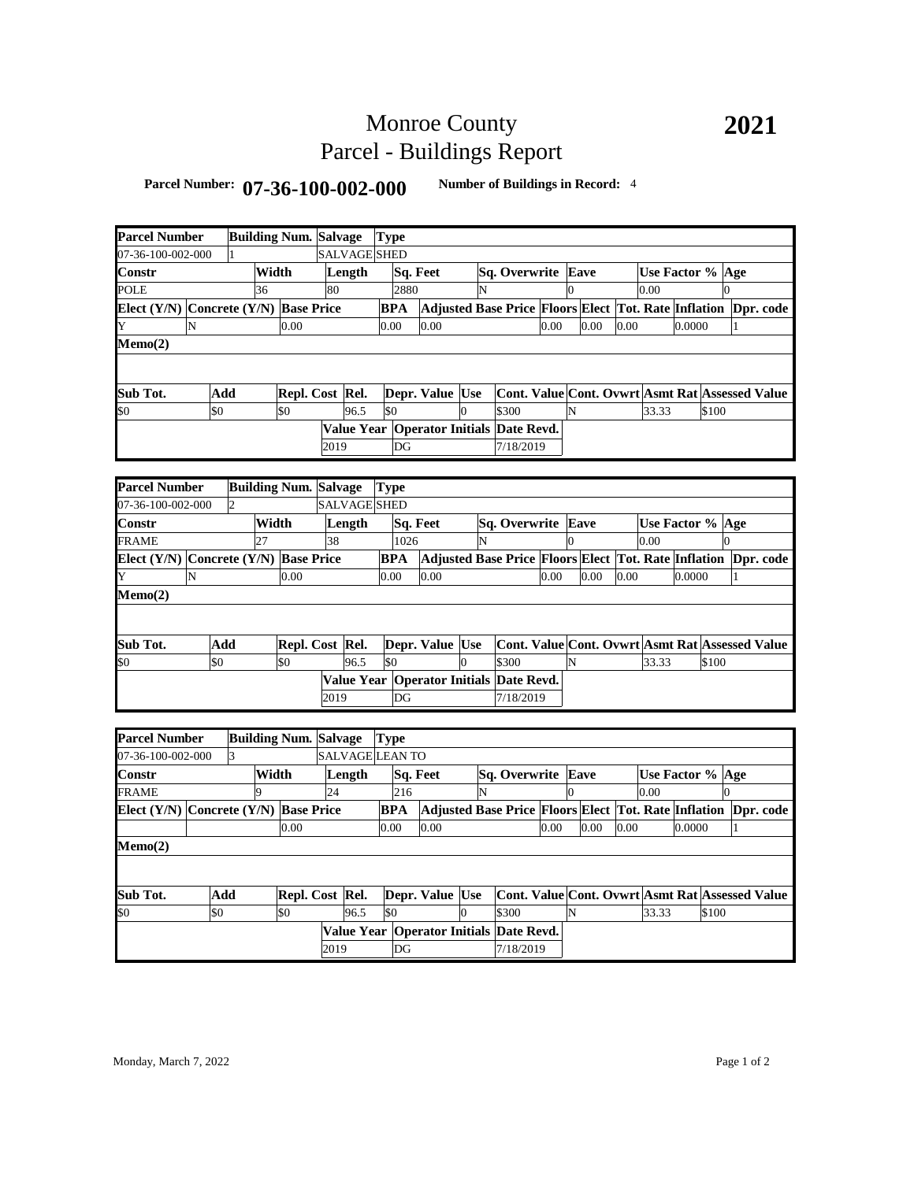# Monroe County
# Parcel - Buildings Report

**2021**

**Parcel Number:** **07-36-100-002-000** **Number of Buildings in Record:** 4

| Parcel Number | Building Num. | Salvage | Type |
|---|---|---|---|
| 07-36-100-002-000 | 1 | SALVAGE | SHED |

| Constr | Width | Length | Sq. Feet | Sq. Overwrite | Eave | Use Factor % | Age |
|---|---|---|---|---|---|---|---|
| POLE | 36 | 80 | 2880 | N | 0 | 0.00 | 0 |

| Elect (Y/N) | Concrete (Y/N) | Base Price | BPA | Adjusted Base Price | Floors | Elect | Tot. Rate | Inflation | Dpr. code |
|---|---|---|---|---|---|---|---|---|---|
| Y | N | 0.00 | 0.00 | 0.00 | 0.00 | 0.00 | 0.00 | 0.0000 | 1 |

**Memo(2)**

| Sub Tot. | Add | Repl. Cost | Rel. | Depr. Value | Use | Cont. Value | Cont. Ovwrt | Asmt Rat | Assessed Value |
|---|---|---|---|---|---|---|---|---|---|
| $0 | $0 | $0 | 96.5 | $0 | 0 | $300 | N | 33.33 | $100 |

| Value Year | Operator Initials | Date Revd. |
|---|---|---|
| 2019 | DG | 7/18/2019 |

| Parcel Number | Building Num. | Salvage | Type |
|---|---|---|---|
| 07-36-100-002-000 | 2 | SALVAGE | SHED |

| Constr | Width | Length | Sq. Feet | Sq. Overwrite | Eave | Use Factor % | Age |
|---|---|---|---|---|---|---|---|
| FRAME | 27 | 38 | 1026 | N | 0 | 0.00 | 0 |

| Elect (Y/N) | Concrete (Y/N) | Base Price | BPA | Adjusted Base Price | Floors | Elect | Tot. Rate | Inflation | Dpr. code |
|---|---|---|---|---|---|---|---|---|---|
| Y | N | 0.00 | 0.00 | 0.00 | 0.00 | 0.00 | 0.00 | 0.0000 | 1 |

**Memo(2)**

| Sub Tot. | Add | Repl. Cost | Rel. | Depr. Value | Use | Cont. Value | Cont. Ovwrt | Asmt Rat | Assessed Value |
|---|---|---|---|---|---|---|---|---|---|
| $0 | $0 | $0 | 96.5 | $0 | 0 | $300 | N | 33.33 | $100 |

| Value Year | Operator Initials | Date Revd. |
|---|---|---|
| 2019 | DG | 7/18/2019 |

| Parcel Number | Building Num. | Salvage | Type |
|---|---|---|---|
| 07-36-100-002-000 | 3 | SALVAGE | LEAN TO |

| Constr | Width | Length | Sq. Feet | Sq. Overwrite | Eave | Use Factor % | Age |
|---|---|---|---|---|---|---|---|
| FRAME | 9 | 24 | 216 | N | 0 | 0.00 | 0 |

| Elect (Y/N) | Concrete (Y/N) | Base Price | BPA | Adjusted Base Price | Floors | Elect | Tot. Rate | Inflation | Dpr. code |
|---|---|---|---|---|---|---|---|---|---|
| | | 0.00 | 0.00 | 0.00 | 0.00 | 0.00 | 0.00 | 0.0000 | 1 |

**Memo(2)**

| Sub Tot. | Add | Repl. Cost | Rel. | Depr. Value | Use | Cont. Value | Cont. Ovwrt | Asmt Rat | Assessed Value |
|---|---|---|---|---|---|---|---|---|---|
| $0 | $0 | $0 | 96.5 | $0 | 0 | $300 | N | 33.33 | $100 |

| Value Year | Operator Initials | Date Revd. |
|---|---|---|
| 2019 | DG | 7/18/2019 |

Monday, March 7, 2022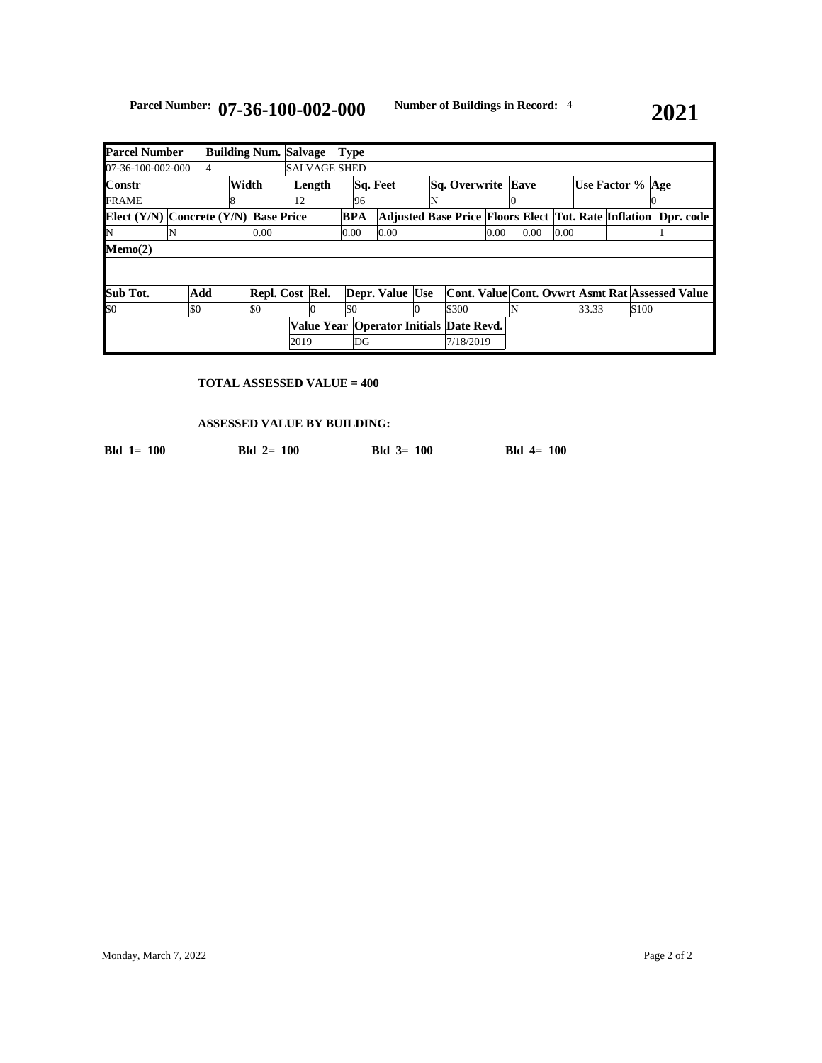**Parcel Number:** **07-36-100-002-000** **Number of Buildings in Record:** 4 **2021**

| **Parcel Number** | **Building Num.** | **Salvage** | **Type** |
|---|---|---|---|
| 07-36-100-002-000 | 4 | SALVAGE | SHED |

| **Constr** | **Width** | **Length** | **Sq. Feet** | **Sq. Overwrite** | **Eave** | **Use Factor %** | **Age** |
|---|---|---|---|---|---|---|---|
| FRAME | 8 | 12 | 96 | N | 0 | | 0 |

| **Elect (Y/N)** | **Concrete (Y/N)** | **Base Price** | **BPA** | **Adjusted Base Price** | **Floors** | **Elect** | **Tot. Rate** | **Inflation** | **Dpr. code** |
|---|---|---|---|---|---|---|---|---|---|
| N | N | 0.00 | 0.00 | 0.00 | 0.00 | 0.00 | 0.00 | | 1 |

**Memo(2)**

| **Sub Tot.** | **Add** | **Repl. Cost** | **Rel.** | **Depr. Value** | **Use** | **Cont. Value** | **Cont. Ovwrt** | **Asmt Rat** | **Assessed Value** |
|---|---|---|---|---|---|---|---|---|---|
| $0 | $0 | $0 | 0 | $0 | 0 | $300 | N | 33.33 | $100 |

| **Value Year** | **Operator Initials** | **Date Revd.** |
|---|---|---|
| 2019 | DG | 7/18/2019 |

**TOTAL ASSESSED VALUE = 400**

**ASSESSED VALUE BY BUILDING:**

**Bld 1= 100** **Bld 2= 100** **Bld 3= 100** **Bld 4= 100**

Monday, March 7, 2022